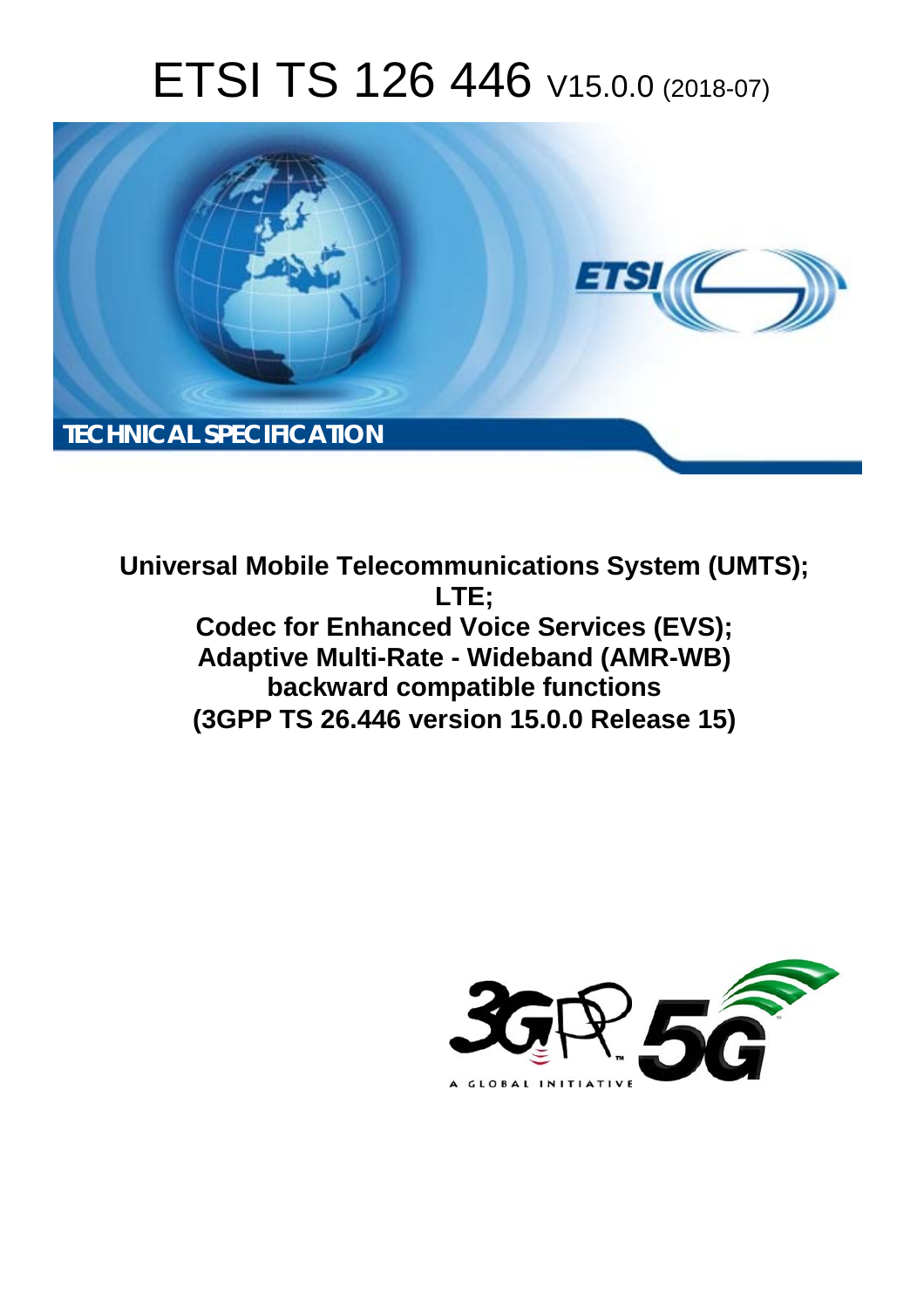# ETSI TS 126 446 V15.0.0 (2018-07)

TECHNICAL SPECIFICATION

**Universal Mobile Telecommunications System (UMTS); LTE; Codec for Enhanced Voice Services (EVS); Adaptive Multi-Rate - Wideband (AMR-WB) backward compatible functions (3GPP TS 26.446 version 15.0.0 Release 15)**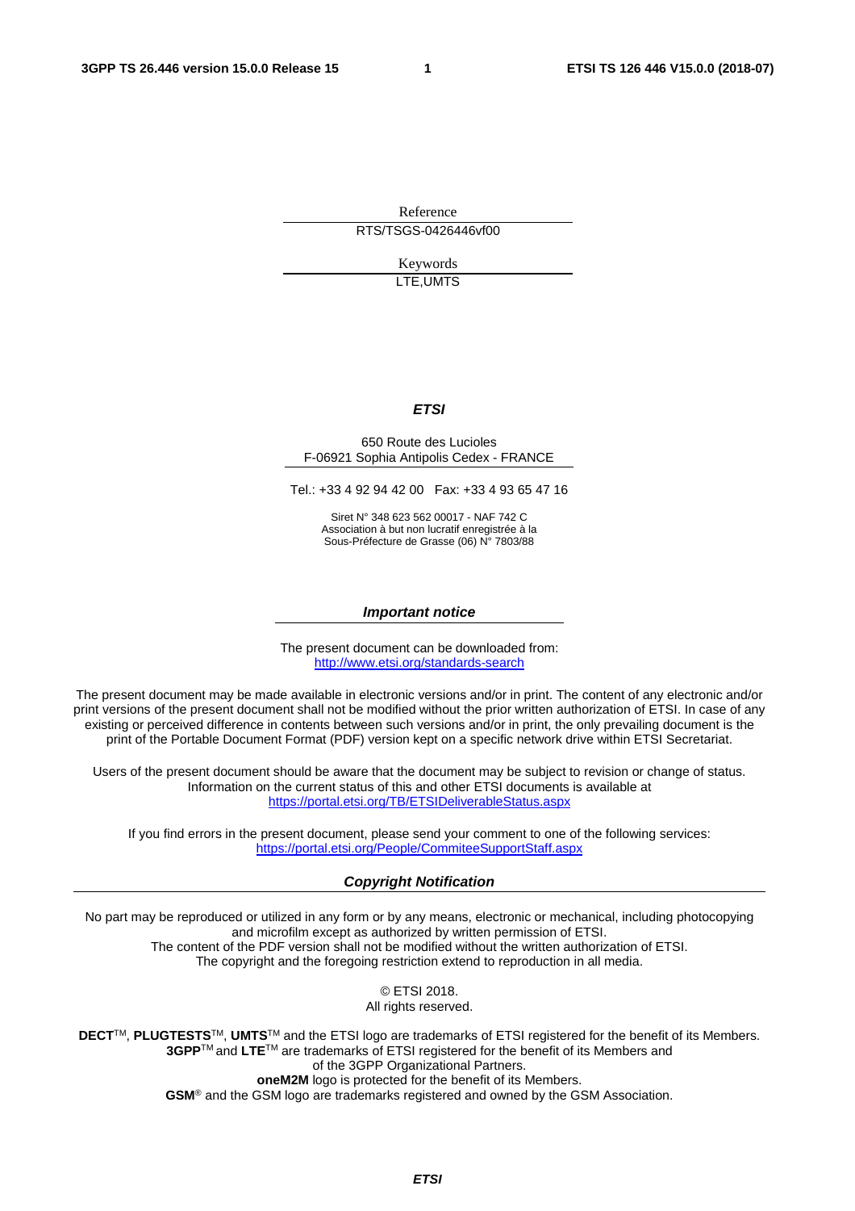Reference

RTS/TSGS-0426446vf00

Keywords

LTE,UMTS

***ETSI***

650 Route des Lucioles
F-06921 Sophia Antipolis Cedex - FRANCE

Tel.: +33 4 92 94 42 00 Fax: +33 4 93 65 47 16

Siret N° 348 623 562 00017 - NAF 742 C
Association à but non lucratif enregistrée à la
Sous-Préfecture de Grasse (06) N° 7803/88

***Important notice***

The present document can be downloaded from:
http://www.etsi.org/standards-search

The present document may be made available in electronic versions and/or in print. The content of any electronic and/or print versions of the present document shall not be modified without the prior written authorization of ETSI. In case of any existing or perceived difference in contents between such versions and/or in print, the only prevailing document is the print of the Portable Document Format (PDF) version kept on a specific network drive within ETSI Secretariat.

Users of the present document should be aware that the document may be subject to revision or change of status. Information on the current status of this and other ETSI documents is available at https://portal.etsi.org/TB/ETSIDeliverableStatus.aspx

If you find errors in the present document, please send your comment to one of the following services:
https://portal.etsi.org/People/CommiteeSupportStaff.aspx

***Copyright Notification***

No part may be reproduced or utilized in any form or by any means, electronic or mechanical, including photocopying and microfilm except as authorized by written permission of ETSI.
The content of the PDF version shall not be modified without the written authorization of ETSI.
The copyright and the foregoing restriction extend to reproduction in all media.

© ETSI 2018.
All rights reserved.

**DECT**™, **PLUGTESTS**™, **UMTS**™ and the ETSI logo are trademarks of ETSI registered for the benefit of its Members.
**3GPP**™ and **LTE**™ are trademarks of ETSI registered for the benefit of its Members and of the 3GPP Organizational Partners.
**oneM2M** logo is protected for the benefit of its Members.
**GSM**® and the GSM logo are trademarks registered and owned by the GSM Association.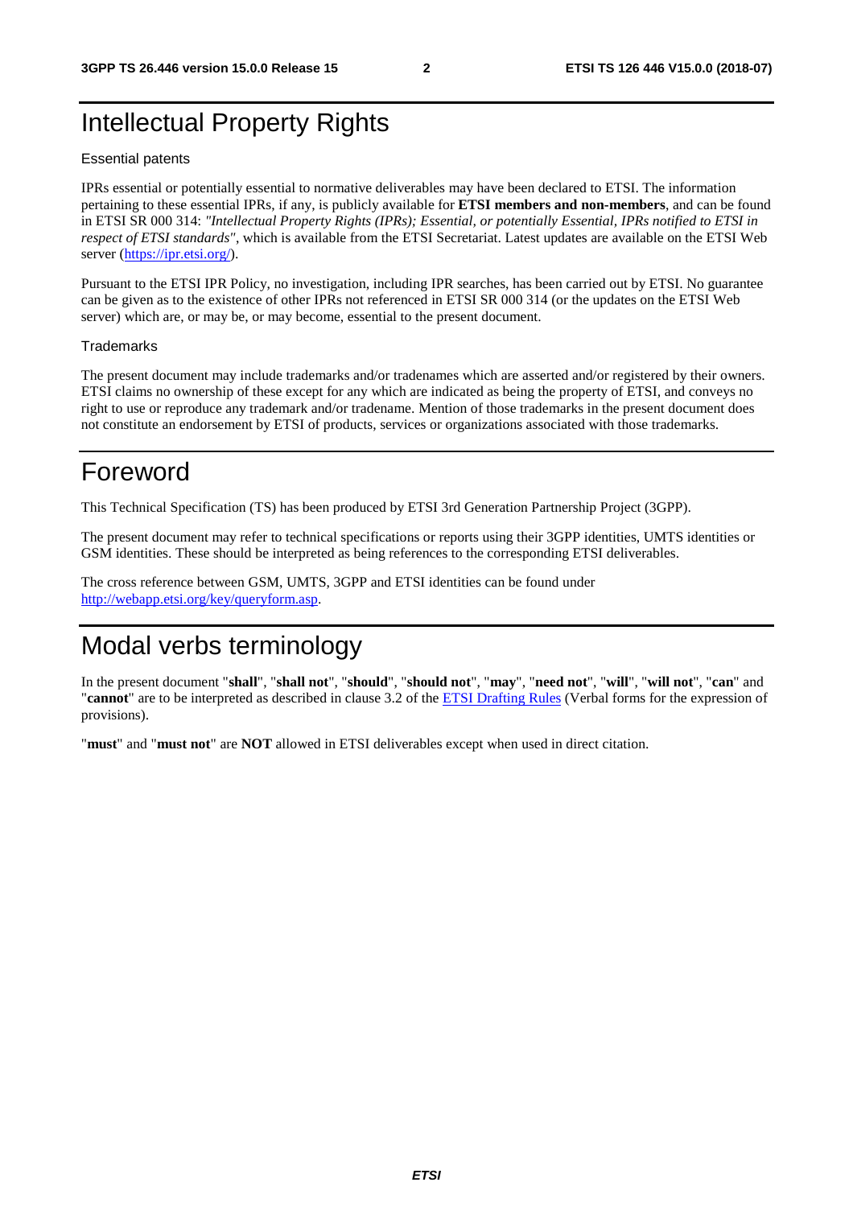# Intellectual Property Rights

Essential patents

IPRs essential or potentially essential to normative deliverables may have been declared to ETSI. The information pertaining to these essential IPRs, if any, is publicly available for **ETSI members and non-members**, and can be found in ETSI SR 000 314: *"Intellectual Property Rights (IPRs); Essential, or potentially Essential, IPRs notified to ETSI in respect of ETSI standards"*, which is available from the ETSI Secretariat. Latest updates are available on the ETSI Web server (https://ipr.etsi.org/).

Pursuant to the ETSI IPR Policy, no investigation, including IPR searches, has been carried out by ETSI. No guarantee can be given as to the existence of other IPRs not referenced in ETSI SR 000 314 (or the updates on the ETSI Web server) which are, or may be, or may become, essential to the present document.

Trademarks

The present document may include trademarks and/or tradenames which are asserted and/or registered by their owners. ETSI claims no ownership of these except for any which are indicated as being the property of ETSI, and conveys no right to use or reproduce any trademark and/or tradename. Mention of those trademarks in the present document does not constitute an endorsement by ETSI of products, services or organizations associated with those trademarks.

# Foreword

This Technical Specification (TS) has been produced by ETSI 3rd Generation Partnership Project (3GPP).

The present document may refer to technical specifications or reports using their 3GPP identities, UMTS identities or GSM identities. These should be interpreted as being references to the corresponding ETSI deliverables.

The cross reference between GSM, UMTS, 3GPP and ETSI identities can be found under http://webapp.etsi.org/key/queryform.asp.

# Modal verbs terminology

In the present document "**shall**", "**shall not**", "**should**", "**should not**", "**may**", "**need not**", "**will**", "**will not**", "**can**" and "**cannot**" are to be interpreted as described in clause 3.2 of the ETSI Drafting Rules (Verbal forms for the expression of provisions).

"**must**" and "**must not**" are **NOT** allowed in ETSI deliverables except when used in direct citation.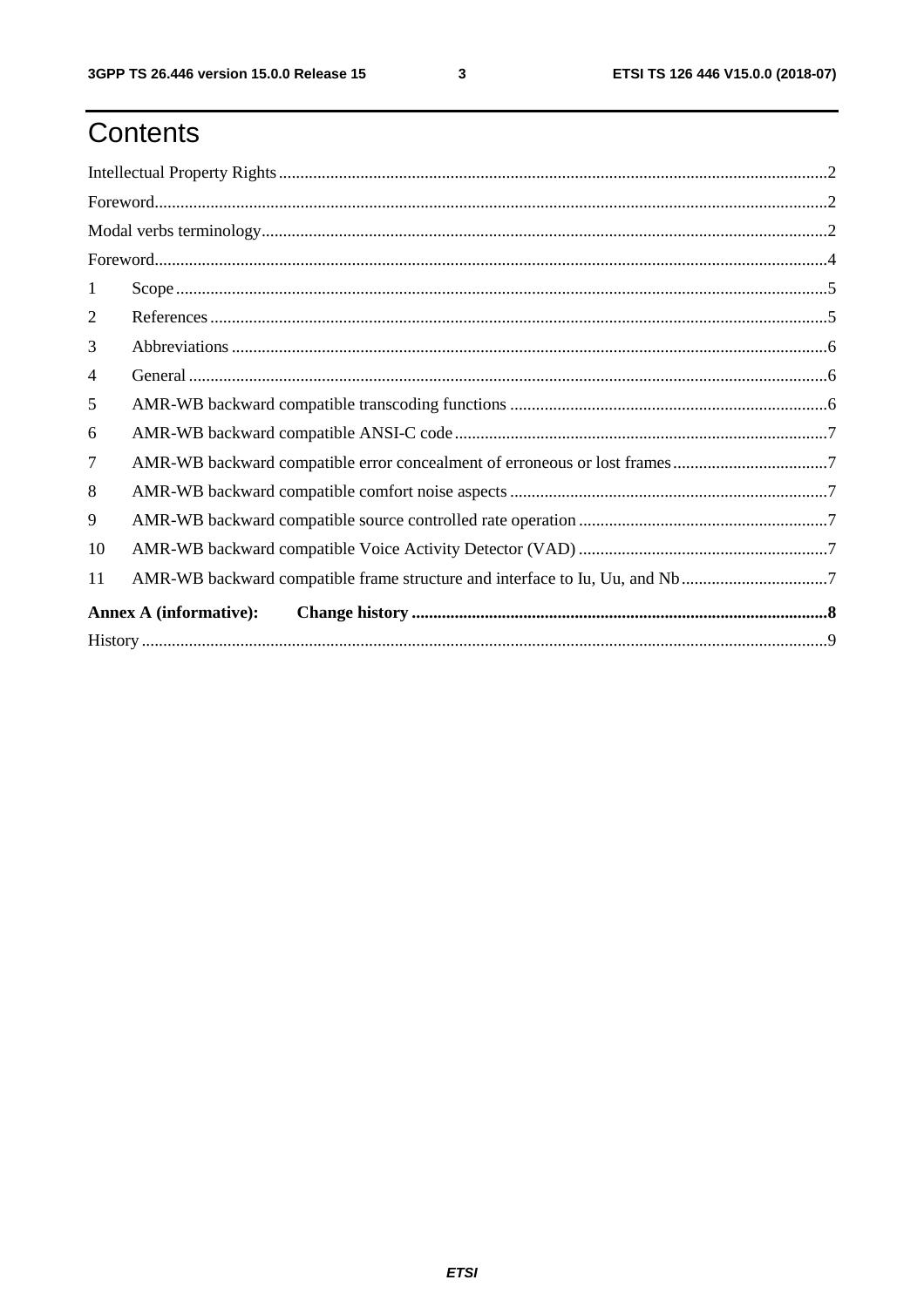# Contents

Intellectual Property Rights ........................................................................................................................... 2

Foreword ........................................................................................................................................................ 2

Modal verbs terminology ............................................................................................................................... 2

Foreword ........................................................................................................................................................ 4

1 Scope ......................................................................................................................................................... 5

2 References ................................................................................................................................................. 5

3 Abbreviations ............................................................................................................................................ 6

4 General ...................................................................................................................................................... 6

5 AMR-WB backward compatible transcoding functions ............................................................................ 6

6 AMR-WB backward compatible ANSI-C code ......................................................................................... 7

7 AMR-WB backward compatible error concealment of erroneous or lost frames ...................................... 7

8 AMR-WB backward compatible comfort noise aspects ............................................................................ 7

9 AMR-WB backward compatible source controlled rate operation ............................................................ 7

10 AMR-WB backward compatible Voice Activity Detector (VAD) ............................................................ 7

11 AMR-WB backward compatible frame structure and interface to Iu, Uu, and Nb .................................... 7

**Annex A (informative): Change history ................................................................................................ 8**

History ........................................................................................................................................................... 9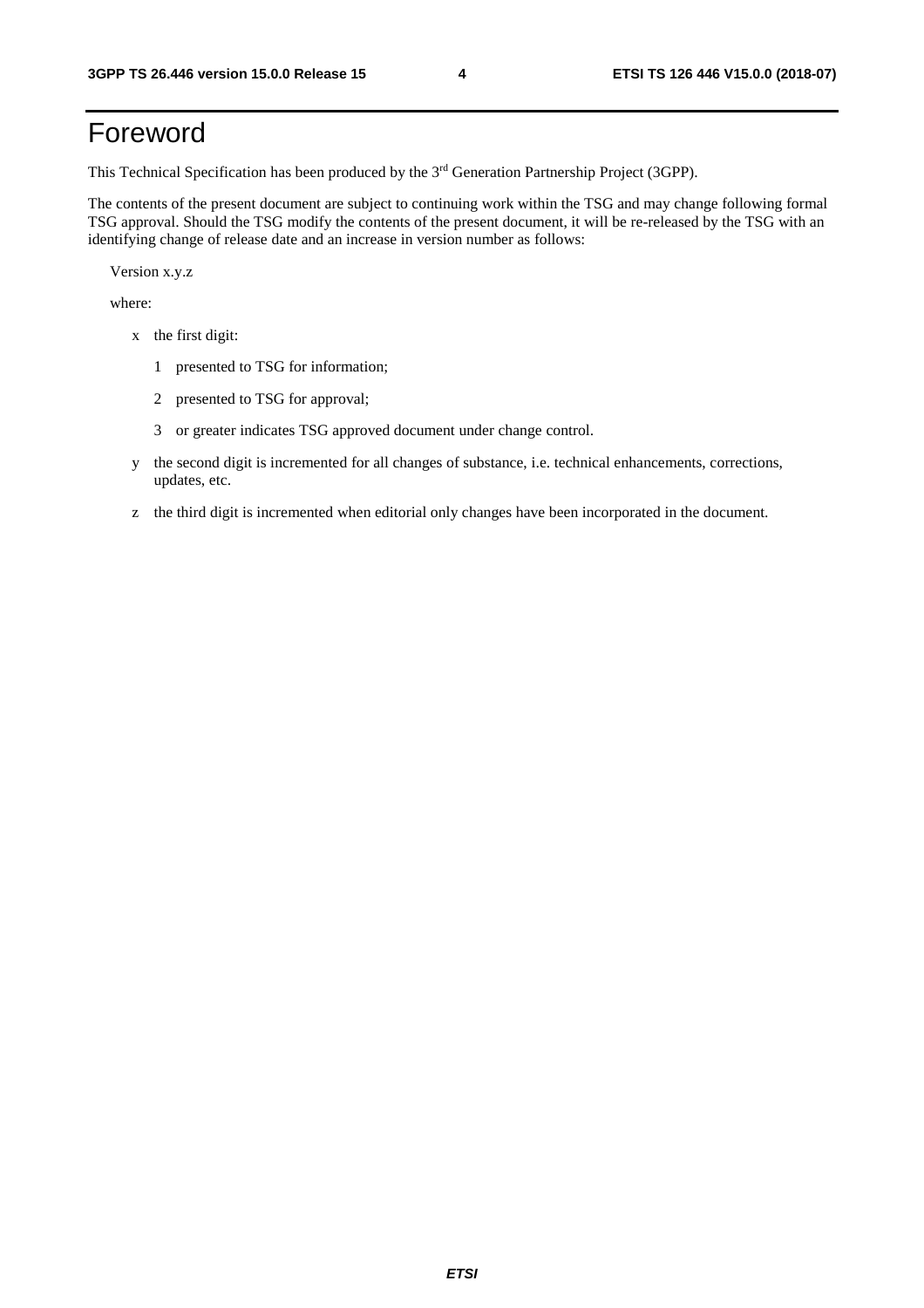# Foreword

This Technical Specification has been produced by the 3rd Generation Partnership Project (3GPP).

The contents of the present document are subject to continuing work within the TSG and may change following formal TSG approval. Should the TSG modify the contents of the present document, it will be re-released by the TSG with an identifying change of release date and an increase in version number as follows:

Version x.y.z

where:

- x the first digit:
  - 1 presented to TSG for information;
  - 2 presented to TSG for approval;
  - 3 or greater indicates TSG approved document under change control.
- y the second digit is incremented for all changes of substance, i.e. technical enhancements, corrections, updates, etc.
- z the third digit is incremented when editorial only changes have been incorporated in the document.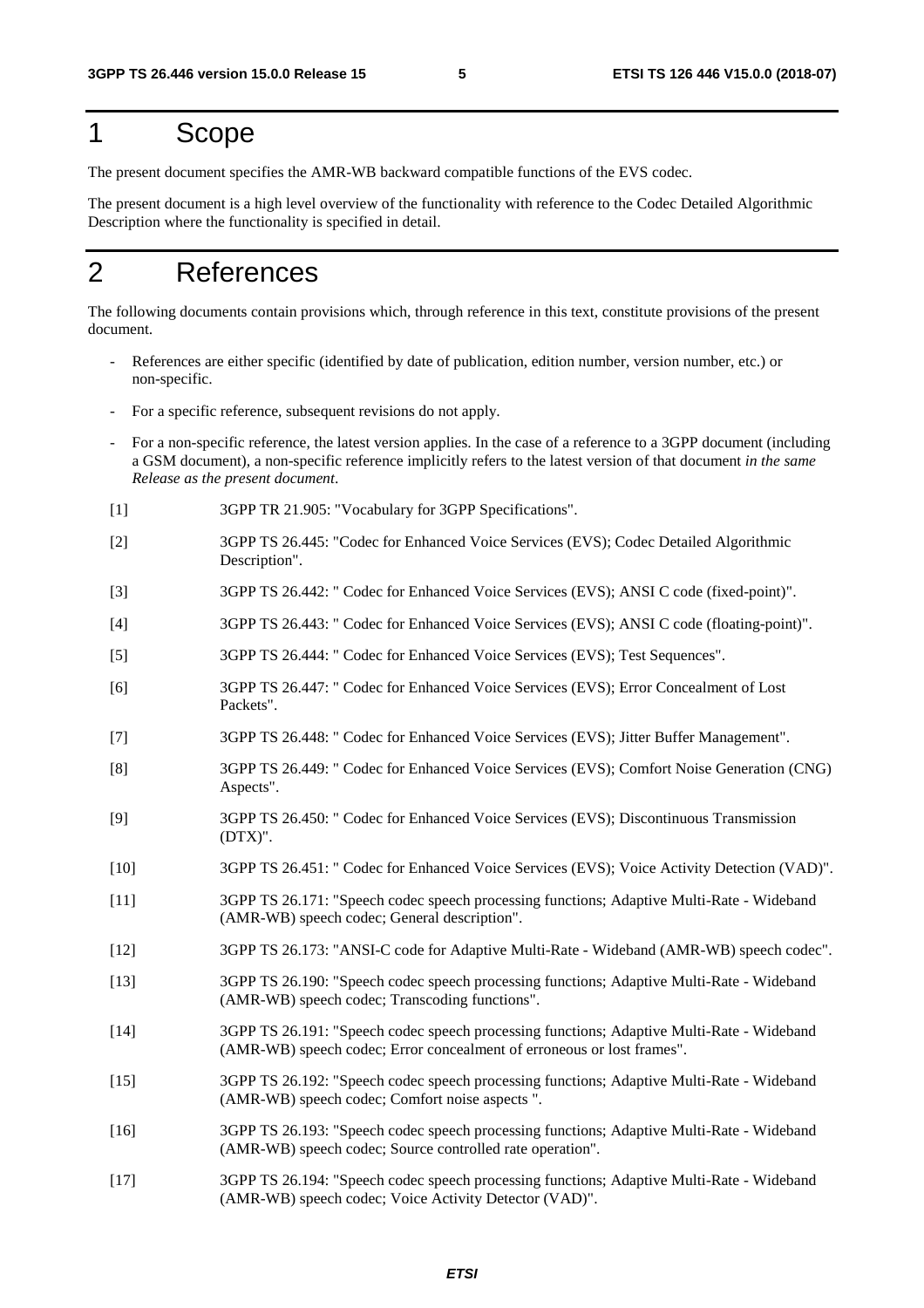# 1 Scope

The present document specifies the AMR-WB backward compatible functions of the EVS codec.

The present document is a high level overview of the functionality with reference to the Codec Detailed Algorithmic Description where the functionality is specified in detail.

# 2 References

The following documents contain provisions which, through reference in this text, constitute provisions of the present document.

- References are either specific (identified by date of publication, edition number, version number, etc.) or non-specific.
- For a specific reference, subsequent revisions do not apply.
- For a non-specific reference, the latest version applies. In the case of a reference to a 3GPP document (including a GSM document), a non-specific reference implicitly refers to the latest version of that document *in the same Release as the present document*.

[1] 3GPP TR 21.905: "Vocabulary for 3GPP Specifications".

[2] 3GPP TS 26.445: "Codec for Enhanced Voice Services (EVS); Codec Detailed Algorithmic Description".

[3] 3GPP TS 26.442: " Codec for Enhanced Voice Services (EVS); ANSI C code (fixed-point)".

[4] 3GPP TS 26.443: " Codec for Enhanced Voice Services (EVS); ANSI C code (floating-point)".

[5] 3GPP TS 26.444: " Codec for Enhanced Voice Services (EVS); Test Sequences".

[6] 3GPP TS 26.447: " Codec for Enhanced Voice Services (EVS); Error Concealment of Lost Packets".

[7] 3GPP TS 26.448: " Codec for Enhanced Voice Services (EVS); Jitter Buffer Management".

[8] 3GPP TS 26.449: " Codec for Enhanced Voice Services (EVS); Comfort Noise Generation (CNG) Aspects".

[9] 3GPP TS 26.450: " Codec for Enhanced Voice Services (EVS); Discontinuous Transmission (DTX)".

[10] 3GPP TS 26.451: " Codec for Enhanced Voice Services (EVS); Voice Activity Detection (VAD)".

[11] 3GPP TS 26.171: "Speech codec speech processing functions; Adaptive Multi-Rate - Wideband (AMR-WB) speech codec; General description".

[12] 3GPP TS 26.173: "ANSI-C code for Adaptive Multi-Rate - Wideband (AMR-WB) speech codec".

[13] 3GPP TS 26.190: "Speech codec speech processing functions; Adaptive Multi-Rate - Wideband (AMR-WB) speech codec; Transcoding functions".

[14] 3GPP TS 26.191: "Speech codec speech processing functions; Adaptive Multi-Rate - Wideband (AMR-WB) speech codec; Error concealment of erroneous or lost frames".

[15] 3GPP TS 26.192: "Speech codec speech processing functions; Adaptive Multi-Rate - Wideband (AMR-WB) speech codec; Comfort noise aspects ".

[16] 3GPP TS 26.193: "Speech codec speech processing functions; Adaptive Multi-Rate - Wideband (AMR-WB) speech codec; Source controlled rate operation".

[17] 3GPP TS 26.194: "Speech codec speech processing functions; Adaptive Multi-Rate - Wideband (AMR-WB) speech codec; Voice Activity Detector (VAD)".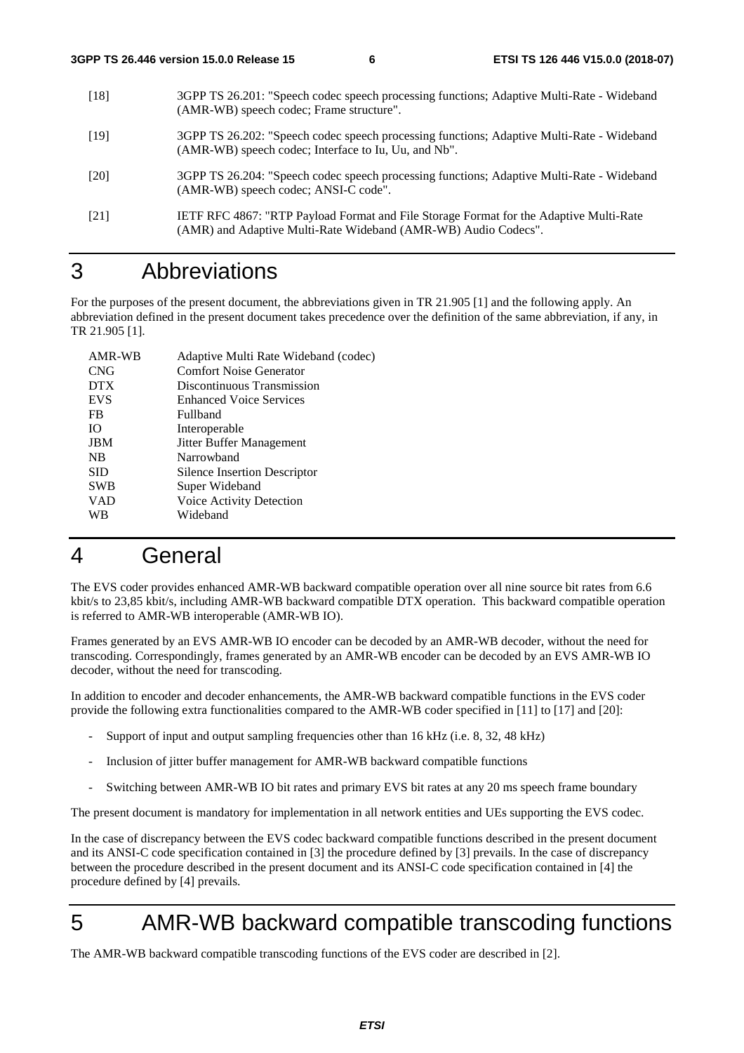[18] 3GPP TS 26.201: "Speech codec speech processing functions; Adaptive Multi-Rate - Wideband (AMR-WB) speech codec; Frame structure".

[19] 3GPP TS 26.202: "Speech codec speech processing functions; Adaptive Multi-Rate - Wideband (AMR-WB) speech codec; Interface to Iu, Uu, and Nb".

[20] 3GPP TS 26.204: "Speech codec speech processing functions; Adaptive Multi-Rate - Wideband (AMR-WB) speech codec; ANSI-C code".

[21] IETF RFC 4867: "RTP Payload Format and File Storage Format for the Adaptive Multi-Rate (AMR) and Adaptive Multi-Rate Wideband (AMR-WB) Audio Codecs".

# 3 Abbreviations

For the purposes of the present document, the abbreviations given in TR 21.905 [1] and the following apply. An abbreviation defined in the present document takes precedence over the definition of the same abbreviation, if any, in TR 21.905 [1].

AMR-WB Adaptive Multi Rate Wideband (codec)
CNG Comfort Noise Generator
DTX Discontinuous Transmission
EVS Enhanced Voice Services
FB Fullband
IO Interoperable
JBM Jitter Buffer Management
NB Narrowband
SID Silence Insertion Descriptor
SWB Super Wideband
VAD Voice Activity Detection
WB Wideband

# 4 General

The EVS coder provides enhanced AMR-WB backward compatible operation over all nine source bit rates from 6.6 kbit/s to 23,85 kbit/s, including AMR-WB backward compatible DTX operation. This backward compatible operation is referred to AMR-WB interoperable (AMR-WB IO).

Frames generated by an EVS AMR-WB IO encoder can be decoded by an AMR-WB decoder, without the need for transcoding. Correspondingly, frames generated by an AMR-WB encoder can be decoded by an EVS AMR-WB IO decoder, without the need for transcoding.

In addition to encoder and decoder enhancements, the AMR-WB backward compatible functions in the EVS coder provide the following extra functionalities compared to the AMR-WB coder specified in [11] to [17] and [20]:

- Support of input and output sampling frequencies other than 16 kHz (i.e. 8, 32, 48 kHz)
- Inclusion of jitter buffer management for AMR-WB backward compatible functions
- Switching between AMR-WB IO bit rates and primary EVS bit rates at any 20 ms speech frame boundary

The present document is mandatory for implementation in all network entities and UEs supporting the EVS codec.

In the case of discrepancy between the EVS codec backward compatible functions described in the present document and its ANSI-C code specification contained in [3] the procedure defined by [3] prevails. In the case of discrepancy between the procedure described in the present document and its ANSI-C code specification contained in [4] the procedure defined by [4] prevails.

# 5 AMR-WB backward compatible transcoding functions

The AMR-WB backward compatible transcoding functions of the EVS coder are described in [2].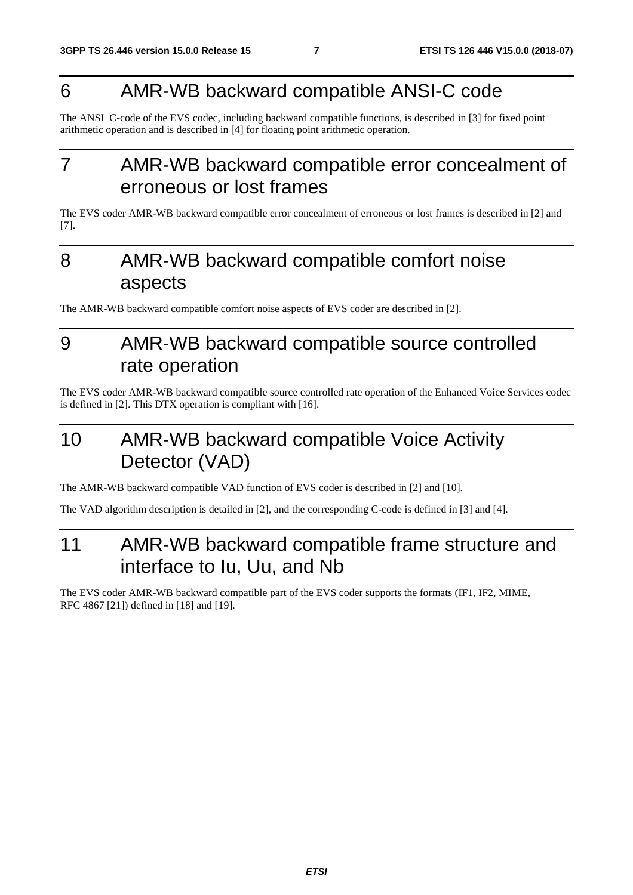# 6 AMR-WB backward compatible ANSI-C code

The ANSI C-code of the EVS codec, including backward compatible functions, is described in [3] for fixed point arithmetic operation and is described in [4] for floating point arithmetic operation.

# 7 AMR-WB backward compatible error concealment of erroneous or lost frames

The EVS coder AMR-WB backward compatible error concealment of erroneous or lost frames is described in [2] and [7].

# 8 AMR-WB backward compatible comfort noise aspects

The AMR-WB backward compatible comfort noise aspects of EVS coder are described in [2].

# 9 AMR-WB backward compatible source controlled rate operation

The EVS coder AMR-WB backward compatible source controlled rate operation of the Enhanced Voice Services codec is defined in [2]. This DTX operation is compliant with [16].

# 10 AMR-WB backward compatible Voice Activity Detector (VAD)

The AMR-WB backward compatible VAD function of EVS coder is described in [2] and [10].

The VAD algorithm description is detailed in [2], and the corresponding C-code is defined in [3] and [4].

# 11 AMR-WB backward compatible frame structure and interface to Iu, Uu, and Nb

The EVS coder AMR-WB backward compatible part of the EVS coder supports the formats (IF1, IF2, MIME, RFC 4867 [21]) defined in [18] and [19].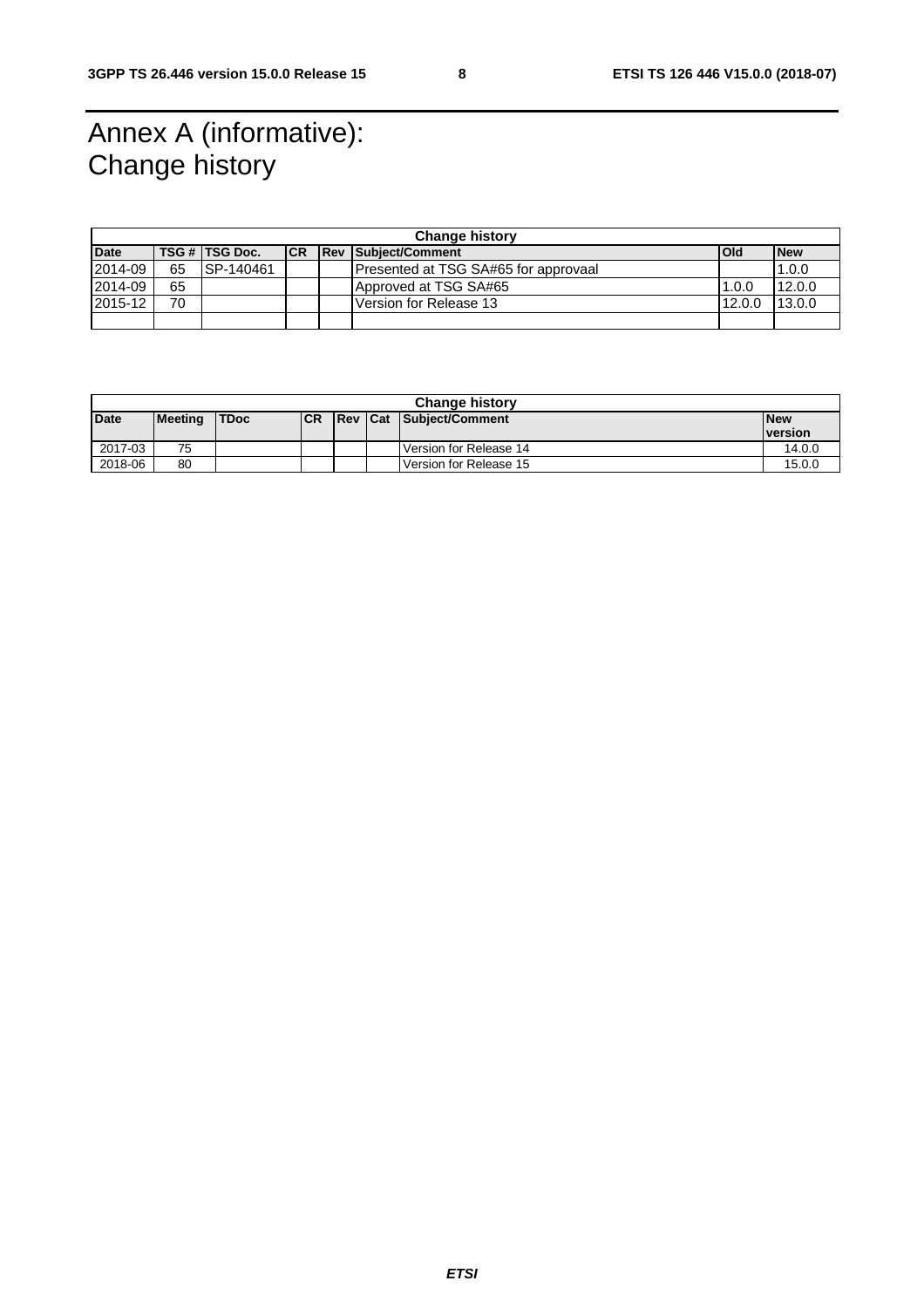# Annex A (informative): Change history

| Change history | | | | | | | |
|---|---|---|---|---|---|---|---|
| **Date** | **TSG #** | **TSG Doc.** | **CR** | **Rev** | **Subject/Comment** | **Old** | **New** |
| 2014-09 | 65 | SP-140461 | | | Presented at TSG SA#65 for approvaal | | 1.0.0 |
| 2014-09 | 65 | | | | Approved at TSG SA#65 | 1.0.0 | 12.0.0 |
| 2015-12 | 70 | | | | Version for Release 13 | 12.0.0 | 13.0.0 |
| | | | | | | | |

| Change history | | | | | | | |
|---|---|---|---|---|---|---|---|
| **Date** | **Meeting** | **TDoc** | **CR** | **Rev** | **Cat** | **Subject/Comment** | **New version** |
| 2017-03 | 75 | | | | | Version for Release 14 | 14.0.0 |
| 2018-06 | 80 | | | | | Version for Release 15 | 15.0.0 |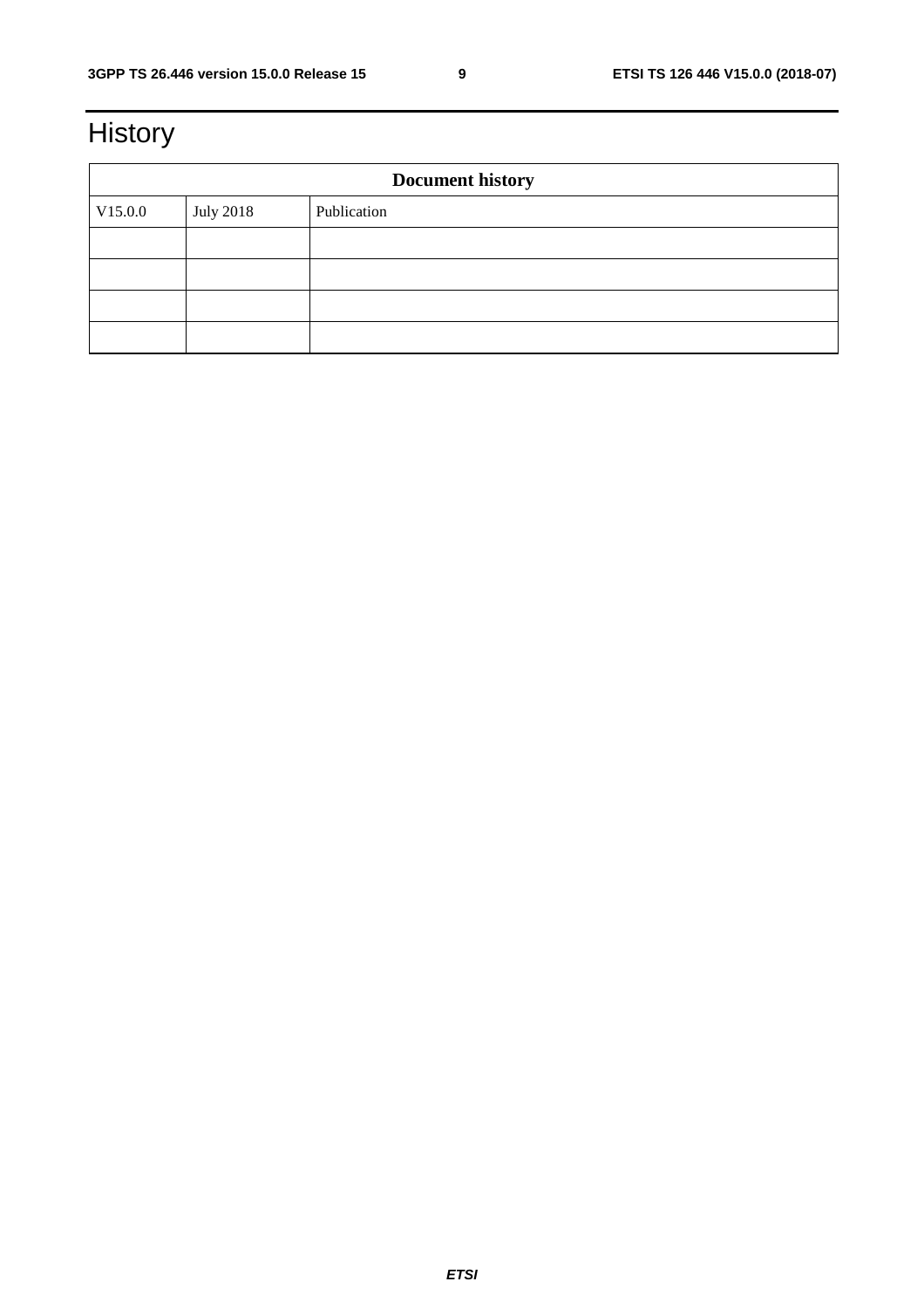# History

| Document history | | |
|---|---|---|
| V15.0.0 | July 2018 | Publication |
| | | |
| | | |
| | | |
| | | |